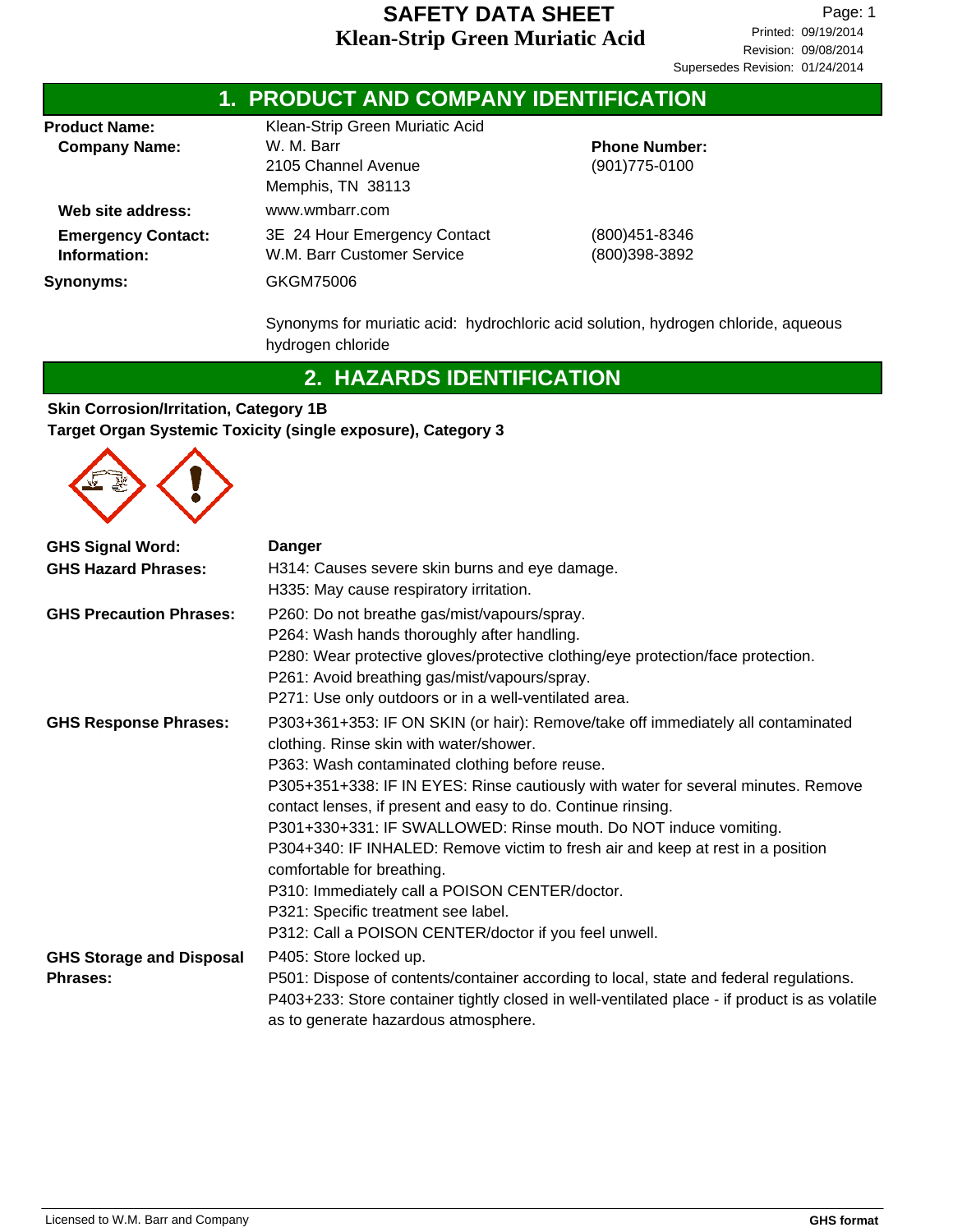# SAFETY DATA SHEET
# Klean-Strip Green Muriatic Acid

Page: 1
Printed: 09/19/2014
Revision: 09/08/2014
Supersedes Revision: 01/24/2014

## 1. PRODUCT AND COMPANY IDENTIFICATION

**Product Name:** Klean-Strip Green Muriatic Acid

**Company Name:** W. M. Barr
2105 Channel Avenue
Memphis, TN 38113

**Phone Number:** (901)775-0100

**Web site address:** www.wmbarr.com

**Emergency Contact: Information:**
3E 24 Hour Emergency Contact (800)451-8346
W.M. Barr Customer Service (800)398-3892

**Synonyms:** GKGM75006

Synonyms for muriatic acid: hydrochloric acid solution, hydrogen chloride, aqueous hydrogen chloride

## 2. HAZARDS IDENTIFICATION

**Skin Corrosion/Irritation, Category 1B**
**Target Organ Systemic Toxicity (single exposure), Category 3**

**GHS Signal Word:** **Danger**

**GHS Hazard Phrases:**
H314: Causes severe skin burns and eye damage.
H335: May cause respiratory irritation.

**GHS Precaution Phrases:**
P260: Do not breathe gas/mist/vapours/spray.
P264: Wash hands thoroughly after handling.
P280: Wear protective gloves/protective clothing/eye protection/face protection.
P261: Avoid breathing gas/mist/vapours/spray.
P271: Use only outdoors or in a well-ventilated area.

**GHS Response Phrases:**
P303+361+353: IF ON SKIN (or hair): Remove/take off immediately all contaminated clothing. Rinse skin with water/shower.
P363: Wash contaminated clothing before reuse.
P305+351+338: IF IN EYES: Rinse cautiously with water for several minutes. Remove contact lenses, if present and easy to do. Continue rinsing.
P301+330+331: IF SWALLOWED: Rinse mouth. Do NOT induce vomiting.
P304+340: IF INHALED: Remove victim to fresh air and keep at rest in a position comfortable for breathing.
P310: Immediately call a POISON CENTER/doctor.
P321: Specific treatment see label.
P312: Call a POISON CENTER/doctor if you feel unwell.

**GHS Storage and Disposal Phrases:**
P405: Store locked up.
P501: Dispose of contents/container according to local, state and federal regulations.
P403+233: Store container tightly closed in well-ventilated place - if product is as volatile as to generate hazardous atmosphere.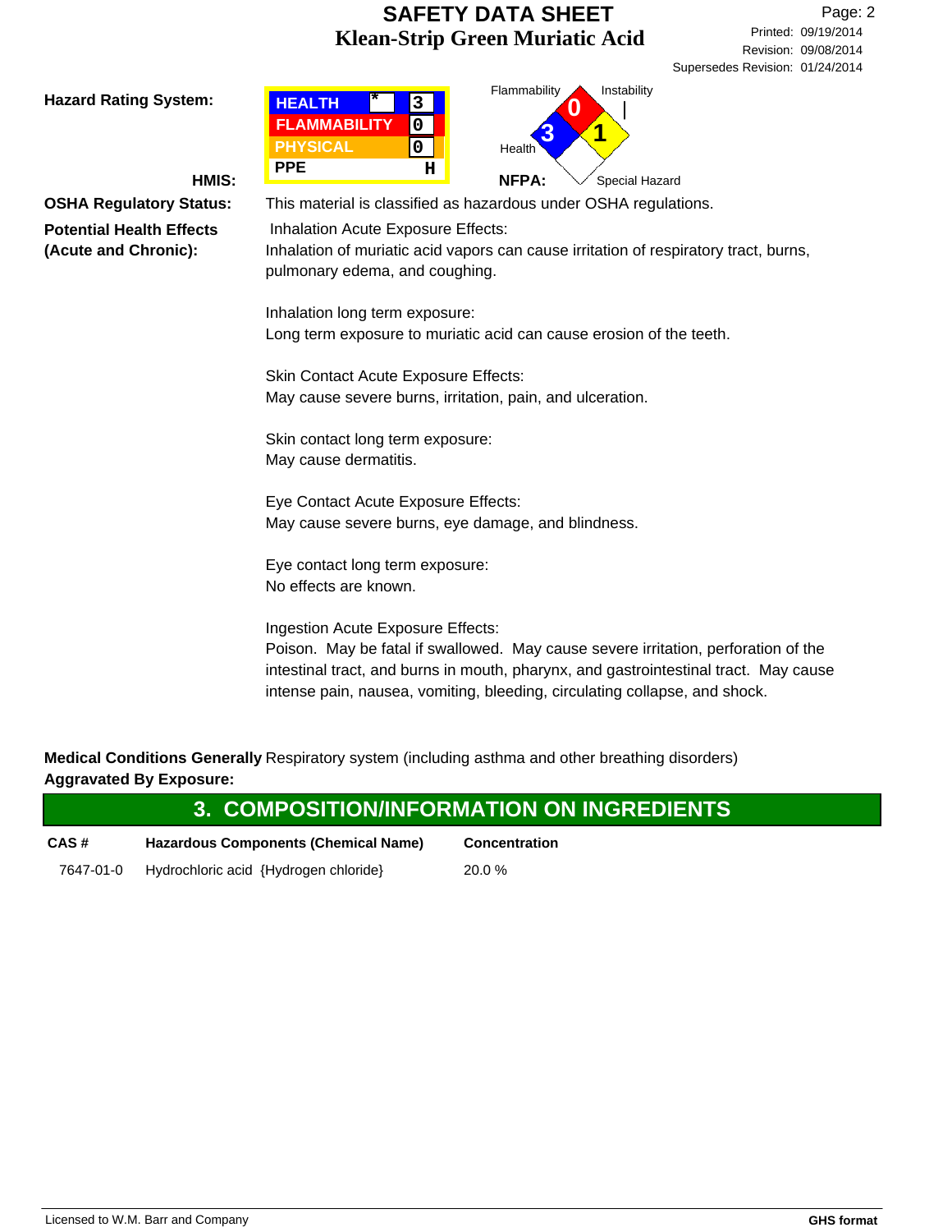**Hazard Rating System:**

**HMIS:**

| HEALTH | * | 3 |
|---|---|---|
| FLAMMABILITY | | 0 |
| PHYSICAL | | 0 |
| PPE | | H |

**NFPA:**

Flammability: 0
Health: 3
Instability: 1
Special Hazard:

**OSHA Regulatory Status:** This material is classified as hazardous under OSHA regulations.

**Potential Health Effects (Acute and Chronic):**

Inhalation Acute Exposure Effects:
Inhalation of muriatic acid vapors can cause irritation of respiratory tract, burns, pulmonary edema, and coughing.

Inhalation long term exposure:
Long term exposure to muriatic acid can cause erosion of the teeth.

Skin Contact Acute Exposure Effects:
May cause severe burns, irritation, pain, and ulceration.

Skin contact long term exposure:
May cause dermatitis.

Eye Contact Acute Exposure Effects:
May cause severe burns, eye damage, and blindness.

Eye contact long term exposure:
No effects are known.

Ingestion Acute Exposure Effects:
Poison. May be fatal if swallowed. May cause severe irritation, perforation of the intestinal tract, and burns in mouth, pharynx, and gastrointestinal tract. May cause intense pain, nausea, vomiting, bleeding, circulating collapse, and shock.

**Medical Conditions Generally Aggravated By Exposure:** Respiratory system (including asthma and other breathing disorders)

## 3. COMPOSITION/INFORMATION ON INGREDIENTS

| CAS # | Hazardous Components (Chemical Name) | Concentration |
|---|---|---|
| 7647-01-0 | Hydrochloric acid {Hydrogen chloride} | 20.0 % |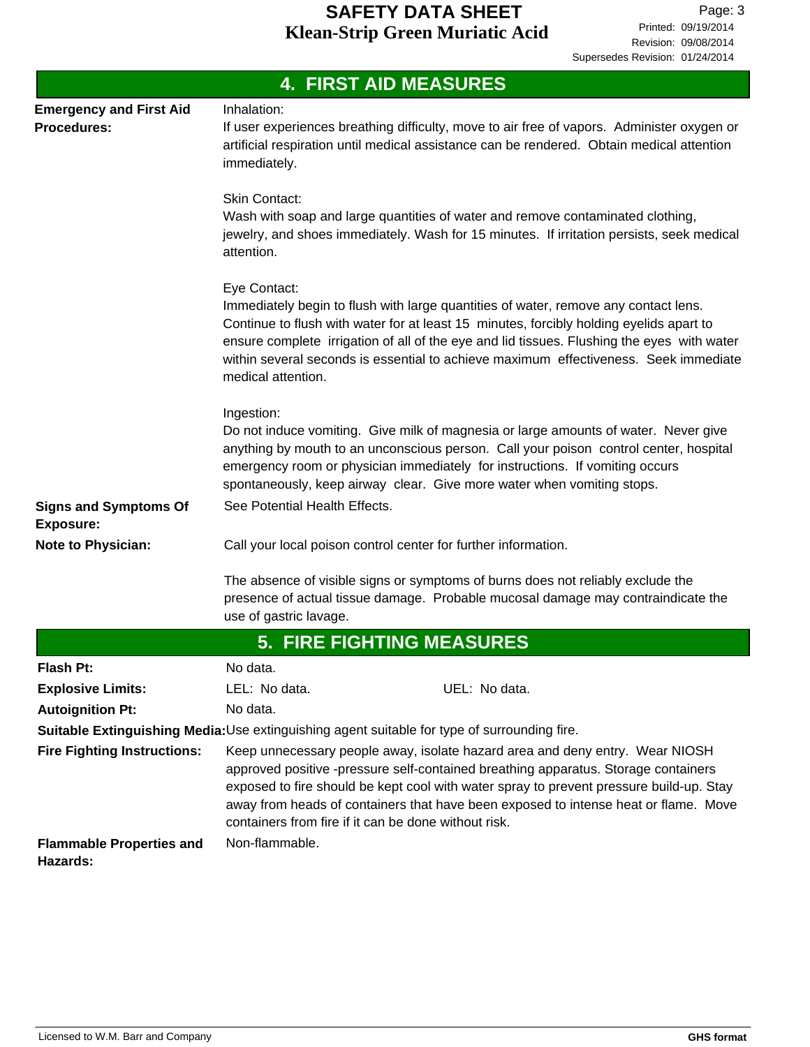## 4. FIRST AID MEASURES

**Emergency and First Aid Procedures:**

Inhalation:
If user experiences breathing difficulty, move to air free of vapors. Administer oxygen or artificial respiration until medical assistance can be rendered. Obtain medical attention immediately.

Skin Contact:
Wash with soap and large quantities of water and remove contaminated clothing, jewelry, and shoes immediately. Wash for 15 minutes. If irritation persists, seek medical attention.

Eye Contact:
Immediately begin to flush with large quantities of water, remove any contact lens. Continue to flush with water for at least 15 minutes, forcibly holding eyelids apart to ensure complete irrigation of all of the eye and lid tissues. Flushing the eyes with water within several seconds is essential to achieve maximum effectiveness. Seek immediate medical attention.

Ingestion:
Do not induce vomiting. Give milk of magnesia or large amounts of water. Never give anything by mouth to an unconscious person. Call your poison control center, hospital emergency room or physician immediately for instructions. If vomiting occurs spontaneously, keep airway clear. Give more water when vomiting stops.

**Signs and Symptoms Of Exposure:** See Potential Health Effects.

**Note to Physician:** Call your local poison control center for further information.

The absence of visible signs or symptoms of burns does not reliably exclude the presence of actual tissue damage. Probable mucosal damage may contraindicate the use of gastric lavage.

## 5. FIRE FIGHTING MEASURES

**Flash Pt:** No data.

**Explosive Limits:** LEL: No data. UEL: No data.

**Autoignition Pt:** No data.

**Suitable Extinguishing Media:** Use extinguishing agent suitable for type of surrounding fire.

**Fire Fighting Instructions:** Keep unnecessary people away, isolate hazard area and deny entry. Wear NIOSH approved positive -pressure self-contained breathing apparatus. Storage containers exposed to fire should be kept cool with water spray to prevent pressure build-up. Stay away from heads of containers that have been exposed to intense heat or flame. Move containers from fire if it can be done without risk.

**Flammable Properties and Hazards:** Non-flammable.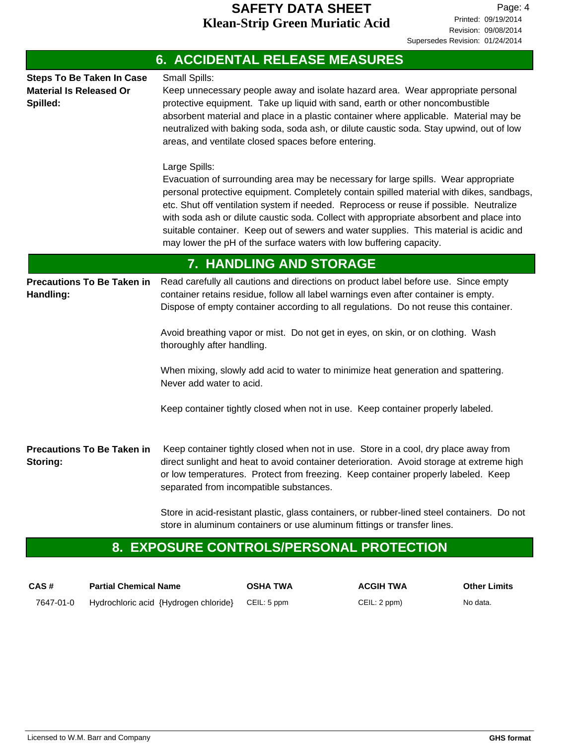## 6. ACCIDENTAL RELEASE MEASURES

**Steps To Be Taken In Case Material Is Released Or Spilled:**

Small Spills:
Keep unnecessary people away and isolate hazard area. Wear appropriate personal protective equipment. Take up liquid with sand, earth or other noncombustible absorbent material and place in a plastic container where applicable. Material may be neutralized with baking soda, soda ash, or dilute caustic soda. Stay upwind, out of low areas, and ventilate closed spaces before entering.

Large Spills:
Evacuation of surrounding area may be necessary for large spills. Wear appropriate personal protective equipment. Completely contain spilled material with dikes, sandbags, etc. Shut off ventilation system if needed. Reprocess or reuse if possible. Neutralize with soda ash or dilute caustic soda. Collect with appropriate absorbent and place into suitable container. Keep out of sewers and water supplies. This material is acidic and may lower the pH of the surface waters with low buffering capacity.

## 7. HANDLING AND STORAGE

**Precautions To Be Taken in Handling:**

Read carefully all cautions and directions on product label before use. Since empty container retains residue, follow all label warnings even after container is empty. Dispose of empty container according to all regulations. Do not reuse this container.

Avoid breathing vapor or mist. Do not get in eyes, on skin, or on clothing. Wash thoroughly after handling.

When mixing, slowly add acid to water to minimize heat generation and spattering. Never add water to acid.

Keep container tightly closed when not in use. Keep container properly labeled.

**Precautions To Be Taken in Storing:**

Keep container tightly closed when not in use. Store in a cool, dry place away from direct sunlight and heat to avoid container deterioration. Avoid storage at extreme high or low temperatures. Protect from freezing. Keep container properly labeled. Keep separated from incompatible substances.

Store in acid-resistant plastic, glass containers, or rubber-lined steel containers. Do not store in aluminum containers or use aluminum fittings or transfer lines.

## 8. EXPOSURE CONTROLS/PERSONAL PROTECTION

| CAS # | Partial Chemical Name | OSHA TWA | ACGIH TWA | Other Limits |
|---|---|---|---|---|
| 7647-01-0 | Hydrochloric acid {Hydrogen chloride} | CEIL: 5 ppm | CEIL: 2 ppm) | No data. |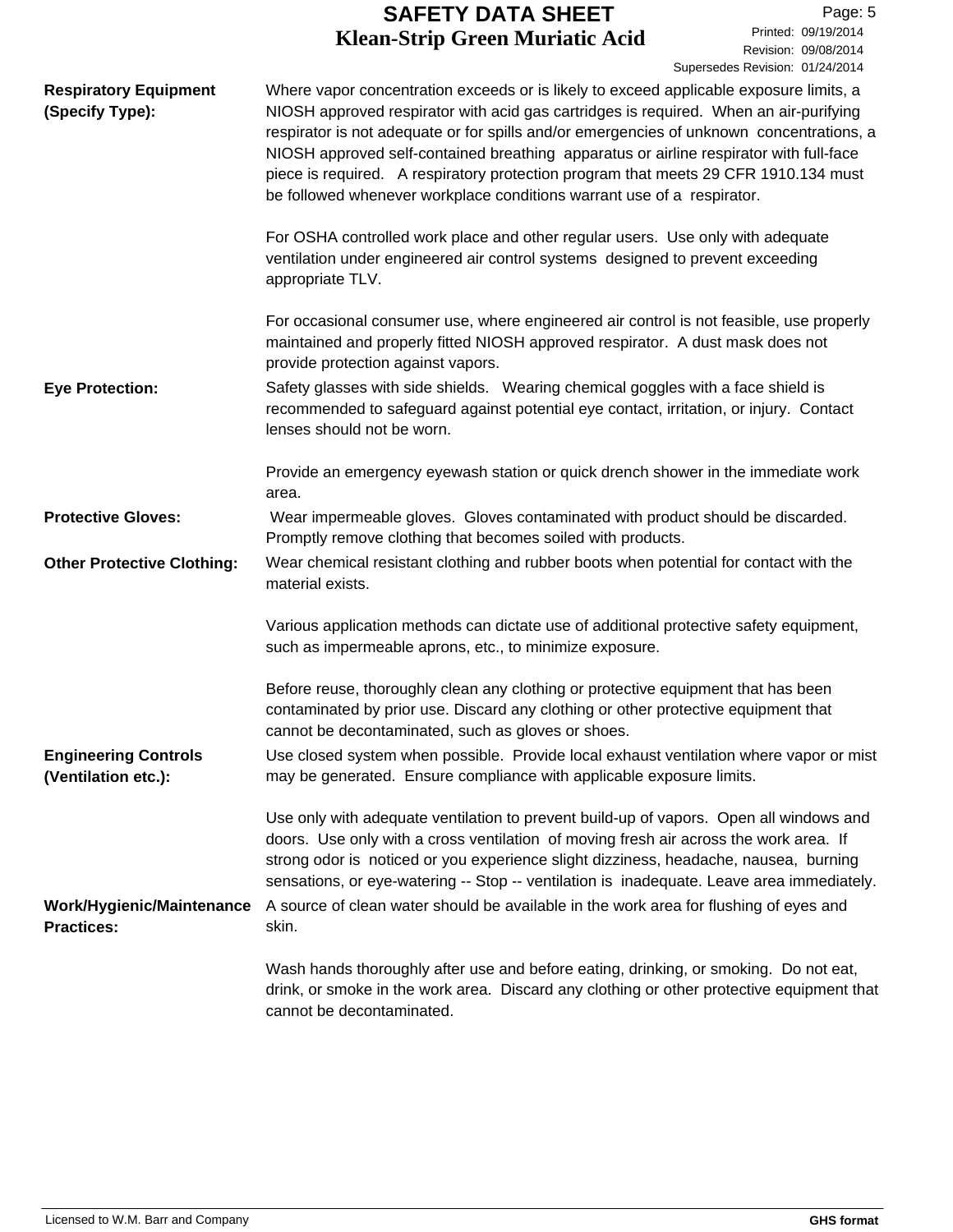**Respiratory Equipment (Specify Type):** Where vapor concentration exceeds or is likely to exceed applicable exposure limits, a NIOSH approved respirator with acid gas cartridges is required. When an air-purifying respirator is not adequate or for spills and/or emergencies of unknown concentrations, a NIOSH approved self-contained breathing apparatus or airline respirator with full-face piece is required. A respiratory protection program that meets 29 CFR 1910.134 must be followed whenever workplace conditions warrant use of a respirator.

For OSHA controlled work place and other regular users. Use only with adequate ventilation under engineered air control systems designed to prevent exceeding appropriate TLV.

For occasional consumer use, where engineered air control is not feasible, use properly maintained and properly fitted NIOSH approved respirator. A dust mask does not provide protection against vapors.

**Eye Protection:** Safety glasses with side shields. Wearing chemical goggles with a face shield is recommended to safeguard against potential eye contact, irritation, or injury. Contact lenses should not be worn.

Provide an emergency eyewash station or quick drench shower in the immediate work area.

**Protective Gloves:** Wear impermeable gloves. Gloves contaminated with product should be discarded. Promptly remove clothing that becomes soiled with products.

**Other Protective Clothing:** Wear chemical resistant clothing and rubber boots when potential for contact with the material exists.

Various application methods can dictate use of additional protective safety equipment, such as impermeable aprons, etc., to minimize exposure.

Before reuse, thoroughly clean any clothing or protective equipment that has been contaminated by prior use. Discard any clothing or other protective equipment that cannot be decontaminated, such as gloves or shoes.

**Engineering Controls (Ventilation etc.):** Use closed system when possible. Provide local exhaust ventilation where vapor or mist may be generated. Ensure compliance with applicable exposure limits.

Use only with adequate ventilation to prevent build-up of vapors. Open all windows and doors. Use only with a cross ventilation of moving fresh air across the work area. If strong odor is noticed or you experience slight dizziness, headache, nausea, burning sensations, or eye-watering -- Stop -- ventilation is inadequate. Leave area immediately.

**Work/Hygienic/Maintenance Practices:** A source of clean water should be available in the work area for flushing of eyes and skin.

Wash hands thoroughly after use and before eating, drinking, or smoking. Do not eat, drink, or smoke in the work area. Discard any clothing or other protective equipment that cannot be decontaminated.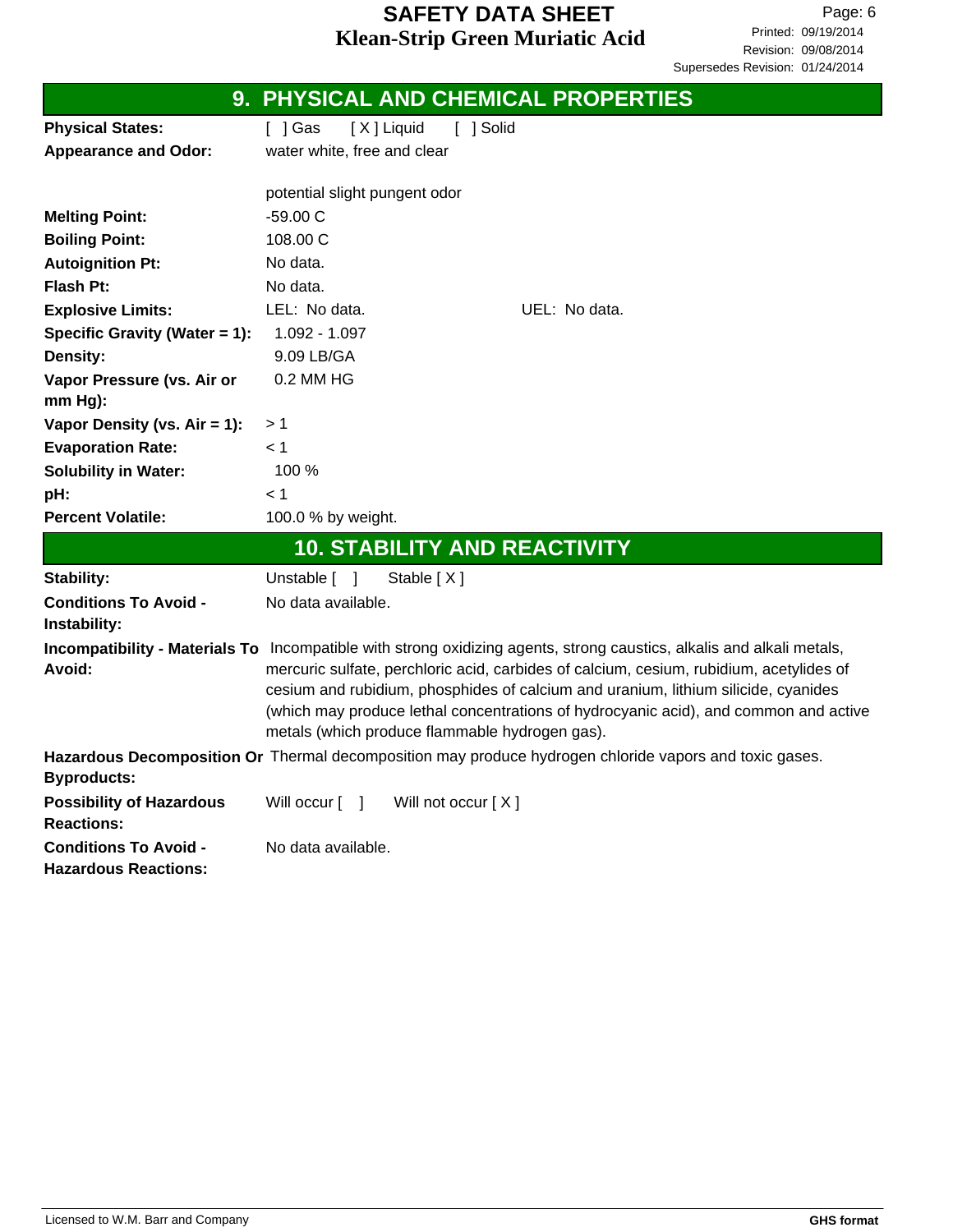## 9. PHYSICAL AND CHEMICAL PROPERTIES

| | |
|---|---|
| **Physical States:** | [ ] Gas [ X ] Liquid [ ] Solid |
| **Appearance and Odor:** | water white, free and clear<br><br>potential slight pungent odor |
| **Melting Point:** | -59.00 C |
| **Boiling Point:** | 108.00 C |
| **Autoignition Pt:** | No data. |
| **Flash Pt:** | No data. |
| **Explosive Limits:** | LEL: No data. UEL: No data. |
| **Specific Gravity (Water = 1):** | 1.092 - 1.097 |
| **Density:** | 9.09 LB/GA |
| **Vapor Pressure (vs. Air or mm Hg):** | 0.2 MM HG |
| **Vapor Density (vs. Air = 1):** | > 1 |
| **Evaporation Rate:** | < 1 |
| **Solubility in Water:** | 100 % |
| **pH:** | < 1 |
| **Percent Volatile:** | 100.0 % by weight. |

## 10. STABILITY AND REACTIVITY

| | |
|---|---|
| **Stability:** | Unstable [ ] Stable [ X ] |
| **Conditions To Avoid - Instability:** | No data available. |
| **Incompatibility - Materials To Avoid:** | Incompatible with strong oxidizing agents, strong caustics, alkalis and alkali metals, mercuric sulfate, perchloric acid, carbides of calcium, cesium, rubidium, acetylides of cesium and rubidium, phosphides of calcium and uranium, lithium silicide, cyanides (which may produce lethal concentrations of hydrocyanic acid), and common and active metals (which produce flammable hydrogen gas). |
| **Hazardous Decomposition Or Byproducts:** | Thermal decomposition may produce hydrogen chloride vapors and toxic gases. |
| **Possibility of Hazardous Reactions:** | Will occur [ ] Will not occur [ X ] |
| **Conditions To Avoid - Hazardous Reactions:** | No data available. |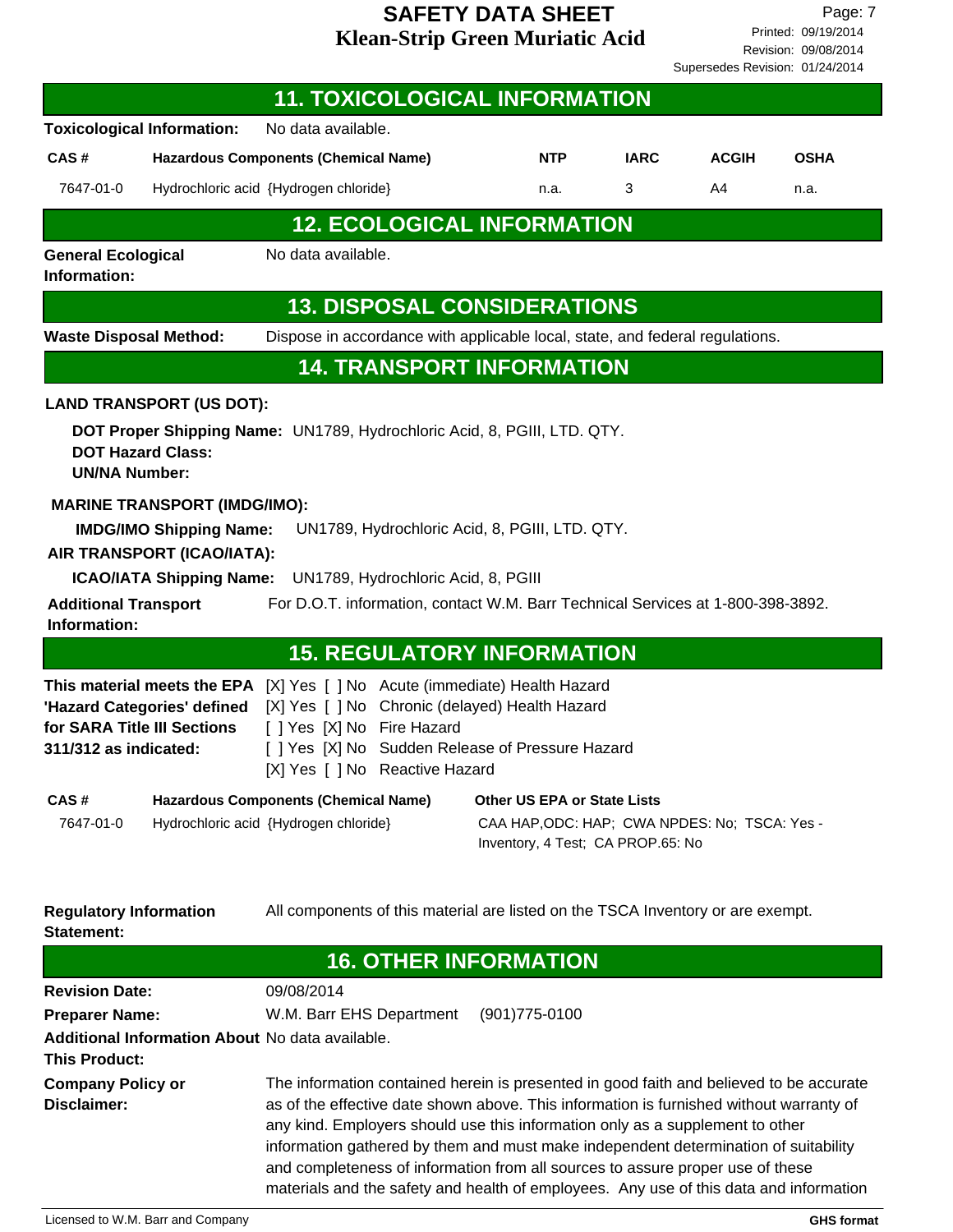## 11. TOXICOLOGICAL INFORMATION

**Toxicological Information:** No data available.

| CAS # | Hazardous Components (Chemical Name) | NTP | IARC | ACGIH | OSHA |
|---|---|---|---|---|---|
| 7647-01-0 | Hydrochloric acid {Hydrogen chloride} | n.a. | 3 | A4 | n.a. |

## 12. ECOLOGICAL INFORMATION

**General Ecological Information:** No data available.

## 13. DISPOSAL CONSIDERATIONS

**Waste Disposal Method:** Dispose in accordance with applicable local, state, and federal regulations.

## 14. TRANSPORT INFORMATION

**LAND TRANSPORT (US DOT):**

**DOT Proper Shipping Name:** UN1789, Hydrochloric Acid, 8, PGIII, LTD. QTY.
**DOT Hazard Class:**
**UN/NA Number:**

**MARINE TRANSPORT (IMDG/IMO):**

**IMDG/IMO Shipping Name:** UN1789, Hydrochloric Acid, 8, PGIII, LTD. QTY.

**AIR TRANSPORT (ICAO/IATA):**

**ICAO/IATA Shipping Name:** UN1789, Hydrochloric Acid, 8, PGIII

**Additional Transport Information:** For D.O.T. information, contact W.M. Barr Technical Services at 1-800-398-3892.

## 15. REGULATORY INFORMATION

**This material meets the EPA 'Hazard Categories' defined for SARA Title III Sections 311/312 as indicated:**

[X] Yes [ ] No Acute (immediate) Health Hazard
[X] Yes [ ] No Chronic (delayed) Health Hazard
[ ] Yes [X] No Fire Hazard
[ ] Yes [X] No Sudden Release of Pressure Hazard
[X] Yes [ ] No Reactive Hazard

| CAS # | Hazardous Components (Chemical Name) | Other US EPA or State Lists |
|---|---|---|
| 7647-01-0 | Hydrochloric acid {Hydrogen chloride} | CAA HAP,ODC: HAP; CWA NPDES: No; TSCA: Yes - Inventory, 4 Test; CA PROP.65: No |

**Regulatory Information Statement:** All components of this material are listed on the TSCA Inventory or are exempt.

## 16. OTHER INFORMATION

**Revision Date:** 09/08/2014

**Preparer Name:** W.M. Barr EHS Department (901)775-0100

**Additional Information About This Product:** No data available.

**Company Policy or Disclaimer:** The information contained herein is presented in good faith and believed to be accurate as of the effective date shown above. This information is furnished without warranty of any kind. Employers should use this information only as a supplement to other information gathered by them and must make independent determination of suitability and completeness of information from all sources to assure proper use of these materials and the safety and health of employees. Any use of this data and information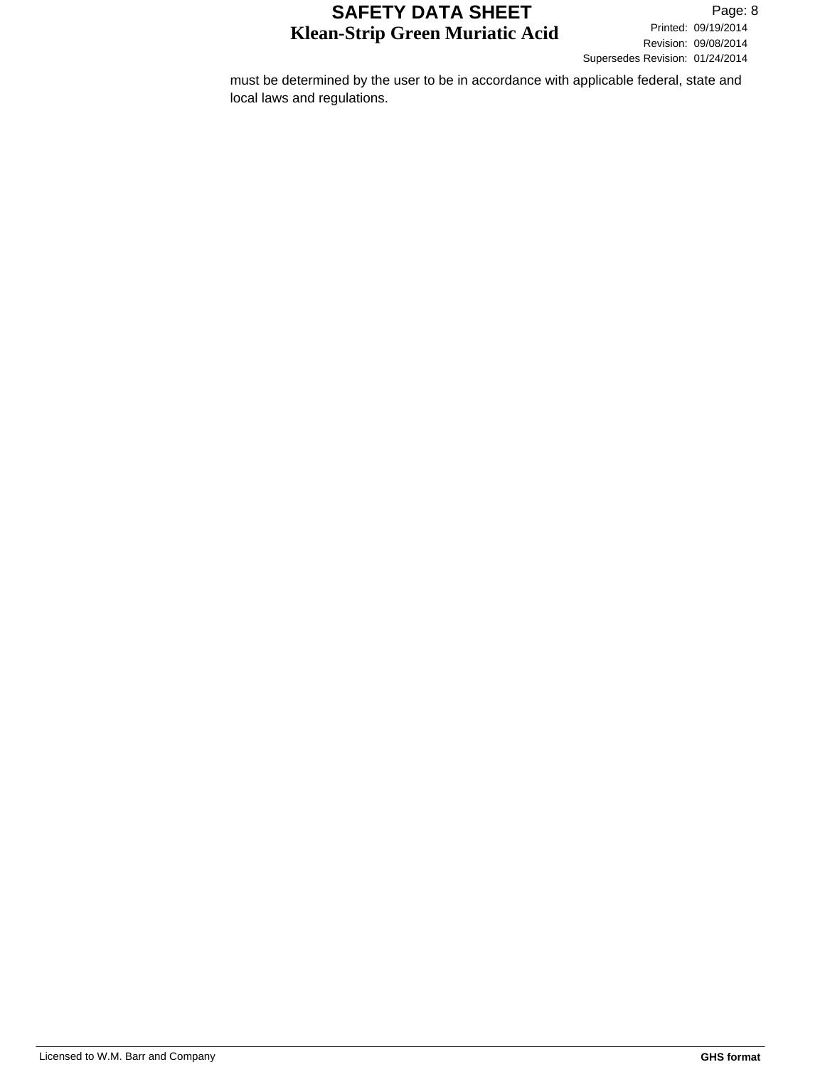must be determined by the user to be in accordance with applicable federal, state and local laws and regulations.